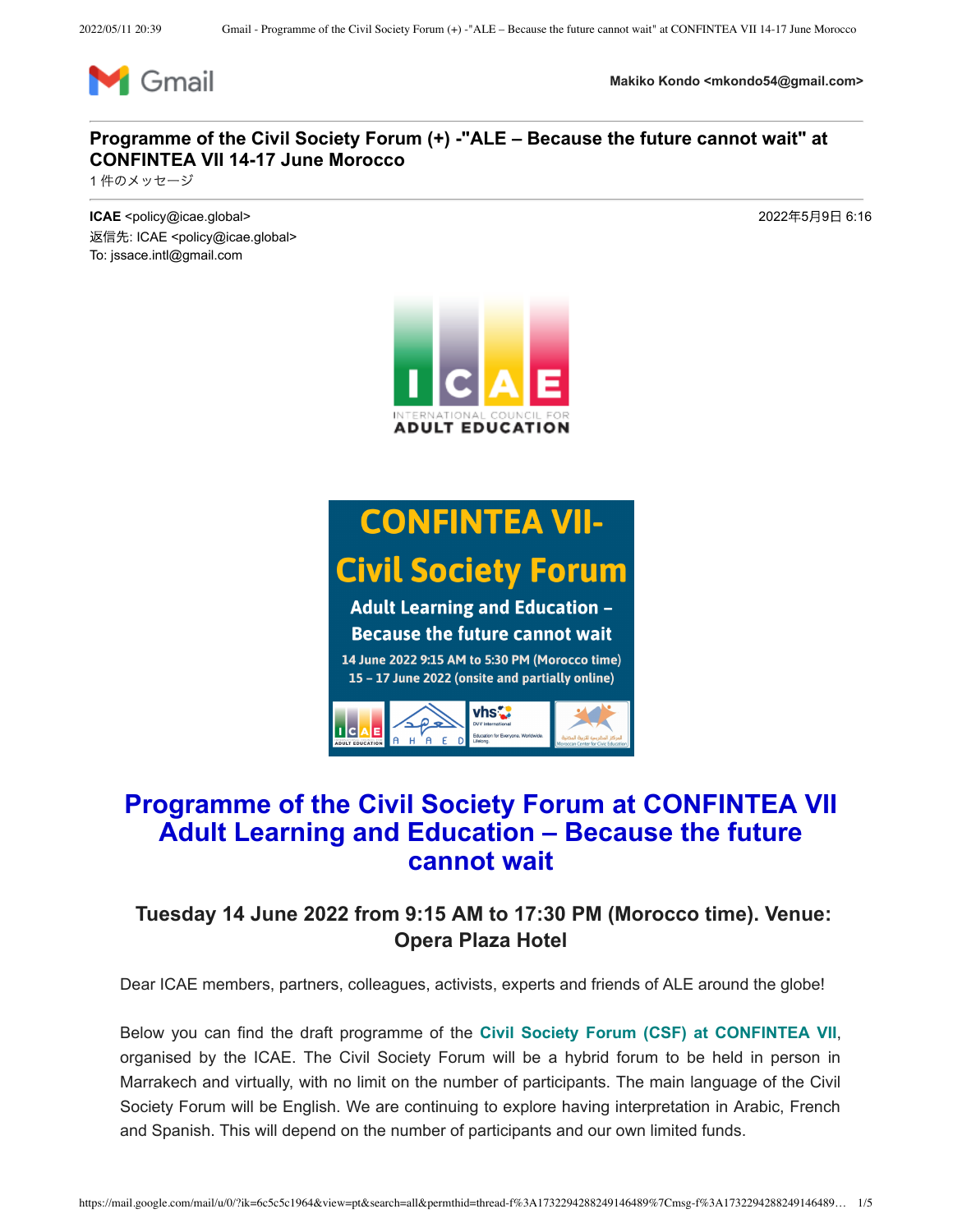Gmail

**Makiko Kondo <mkondo54@gmail.com>**

# Programme of the Civil Society Forum (+) -"ALE – Because the future cannot wait" at CONFINTEA VII 14-17 June Morocco

1 件のメッセージ

**ICAE** <policy@icae.global>
返信先: ICAE <policy@icae.global>
To: jssace.intl@gmail.com

2022年5月9日 6:16

ICAE
INTERNATIONAL COUNCIL FOR
ADULT EDUCATION

**CONFINTEA VII-**
**Civil Society Forum**
**Adult Learning and Education – Because the future cannot wait**
**14 June 2022 9:15 AM to 5:30 PM (Morocco time)**
**15 – 17 June 2022 (onsite and partially online)**

# Programme of the Civil Society Forum at CONFINTEA VII Adult Learning and Education – Because the future cannot wait

### Tuesday 14 June 2022 from 9:15 AM to 17:30 PM (Morocco time). Venue: Opera Plaza Hotel

Dear ICAE members, partners, colleagues, activists, experts and friends of ALE around the globe!

Below you can find the draft programme of the **Civil Society Forum (CSF) at CONFINTEA VII**, organised by the ICAE. The Civil Society Forum will be a hybrid forum to be held in person in Marrakech and virtually, with no limit on the number of participants. The main language of the Civil Society Forum will be English. We are continuing to explore having interpretation in Arabic, French and Spanish. This will depend on the number of participants and our own limited funds.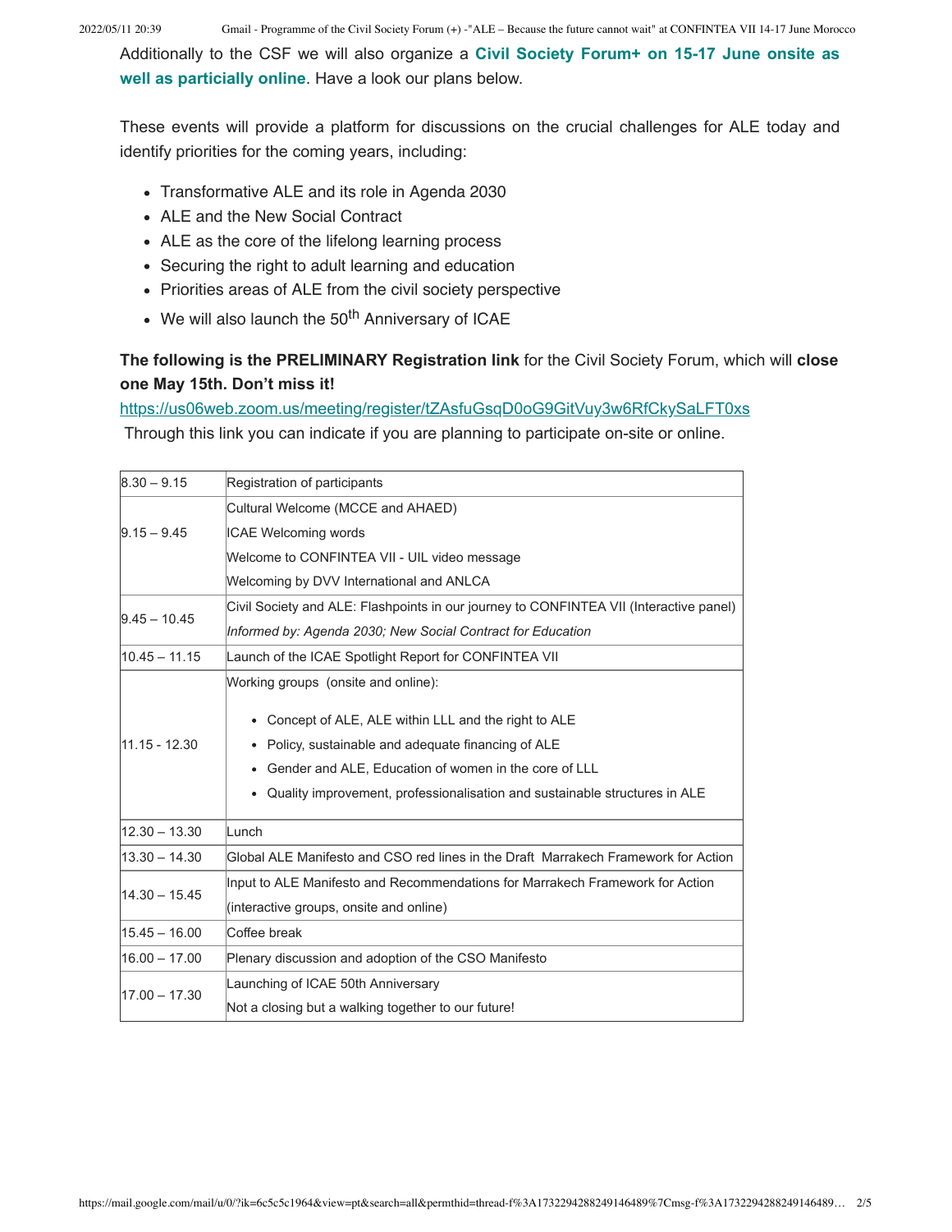Additionally to the CSF we will also organize a **Civil Society Forum+ on 15-17 June onsite as well as particially online**. Have a look our plans below.

These events will provide a platform for discussions on the crucial challenges for ALE today and identify priorities for the coming years, including:

- Transformative ALE and its role in Agenda 2030
- ALE and the New Social Contract
- ALE as the core of the lifelong learning process
- Securing the right to adult learning and education
- Priorities areas of ALE from the civil society perspective
- We will also launch the 50th Anniversary of ICAE

**The following is the PRELIMINARY Registration link** for the Civil Society Forum, which will **close one May 15th. Don't miss it!**

https://us06web.zoom.us/meeting/register/tZAsfuGsqD0oG9GitVuy3w6RfCkySaLFT0xs

Through this link you can indicate if you are planning to participate on-site or online.

| | |
|---|---|
| 8.30 – 9.15 | Registration of participants |
| 9.15 – 9.45 | Cultural Welcome (MCCE and AHAED)<br>ICAE Welcoming words<br>Welcome to CONFINTEA VII - UIL video message<br>Welcoming by DVV International and ANLCA |
| 9.45 – 10.45 | Civil Society and ALE: Flashpoints in our journey to CONFINTEA VII (Interactive panel)<br>*Informed by: Agenda 2030; New Social Contract for Education* |
| 10.45 – 11.15 | Launch of the ICAE Spotlight Report for CONFINTEA VII |
| 11.15 - 12.30 | Working groups (onsite and online):<br>• Concept of ALE, ALE within LLL and the right to ALE<br>• Policy, sustainable and adequate financing of ALE<br>• Gender and ALE, Education of women in the core of LLL<br>• Quality improvement, professionalisation and sustainable structures in ALE |
| 12.30 – 13.30 | Lunch |
| 13.30 – 14.30 | Global ALE Manifesto and CSO red lines in the Draft Marrakech Framework for Action |
| 14.30 – 15.45 | Input to ALE Manifesto and Recommendations for Marrakech Framework for Action (interactive groups, onsite and online) |
| 15.45 – 16.00 | Coffee break |
| 16.00 – 17.00 | Plenary discussion and adoption of the CSO Manifesto |
| 17.00 – 17.30 | Launching of ICAE 50th Anniversary<br>Not a closing but a walking together to our future! |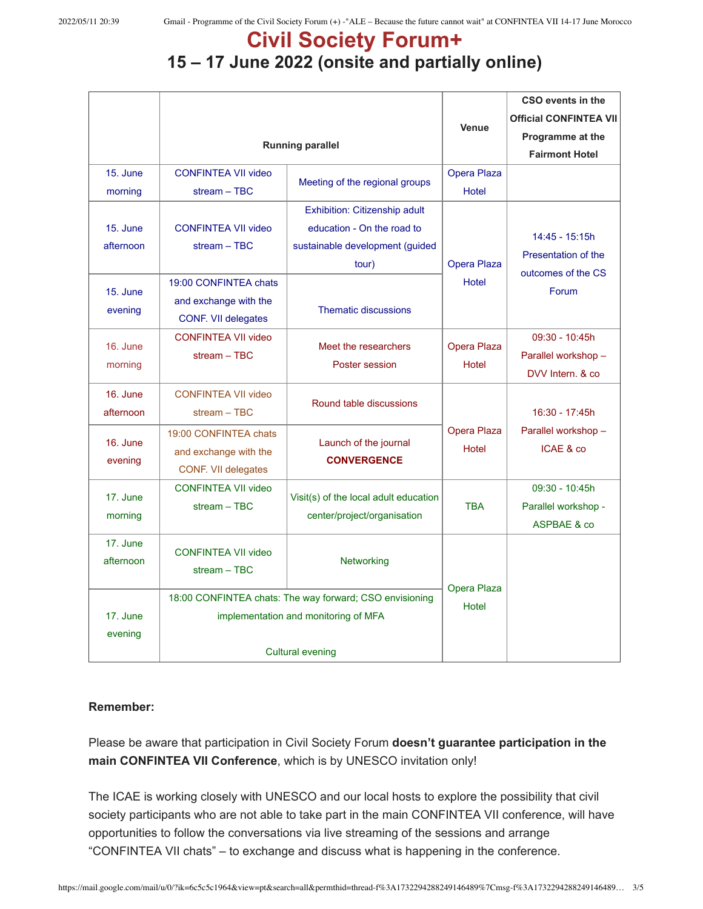# Civil Society Forum+

## 15 – 17 June 2022 (onsite and partially online)

| | Running parallel | | Venue | CSO events in the Official CONFINTEA VII Programme at the Fairmont Hotel |
|---|---|---|---|---|
| 15. June morning | CONFINTEA VII video stream – TBC | Meeting of the regional groups | Opera Plaza Hotel | |
| 15. June afternoon | CONFINTEA VII video stream – TBC | Exhibition: Citizenship adult education - On the road to sustainable development (guided tour) | Opera Plaza Hotel | 14:45 - 15:15h Presentation of the outcomes of the CS Forum |
| 15. June evening | 19:00 CONFINTEA chats and exchange with the CONF. VII delegates | Thematic discussions | | |
| 16. June morning | CONFINTEA VII video stream – TBC | Meet the researchers Poster session | Opera Plaza Hotel | 09:30 - 10:45h Parallel workshop – DVV Intern. & co |
| 16. June afternoon | CONFINTEA VII video stream – TBC | Round table discussions | Opera Plaza Hotel | 16:30 - 17:45h Parallel workshop – ICAE & co |
| 16. June evening | 19:00 CONFINTEA chats and exchange with the CONF. VII delegates | Launch of the journal **CONVERGENCE** | | |
| 17. June morning | CONFINTEA VII video stream – TBC | Visit(s) of the local adult education center/project/organisation | TBA | 09:30 - 10:45h Parallel workshop - ASPBAE & co |
| 17. June afternoon | CONFINTEA VII video stream – TBC | Networking | Opera Plaza Hotel | |
| 17. June evening | 18:00 CONFINTEA chats: The way forward; CSO envisioning implementation and monitoring of MFA<br><br>Cultural evening | | | |

**Remember:**

Please be aware that participation in Civil Society Forum **doesn't guarantee participation in the main CONFINTEA VII Conference**, which is by UNESCO invitation only!

The ICAE is working closely with UNESCO and our local hosts to explore the possibility that civil society participants who are not able to take part in the main CONFINTEA VII conference, will have opportunities to follow the conversations via live streaming of the sessions and arrange "CONFINTEA VII chats" – to exchange and discuss what is happening in the conference.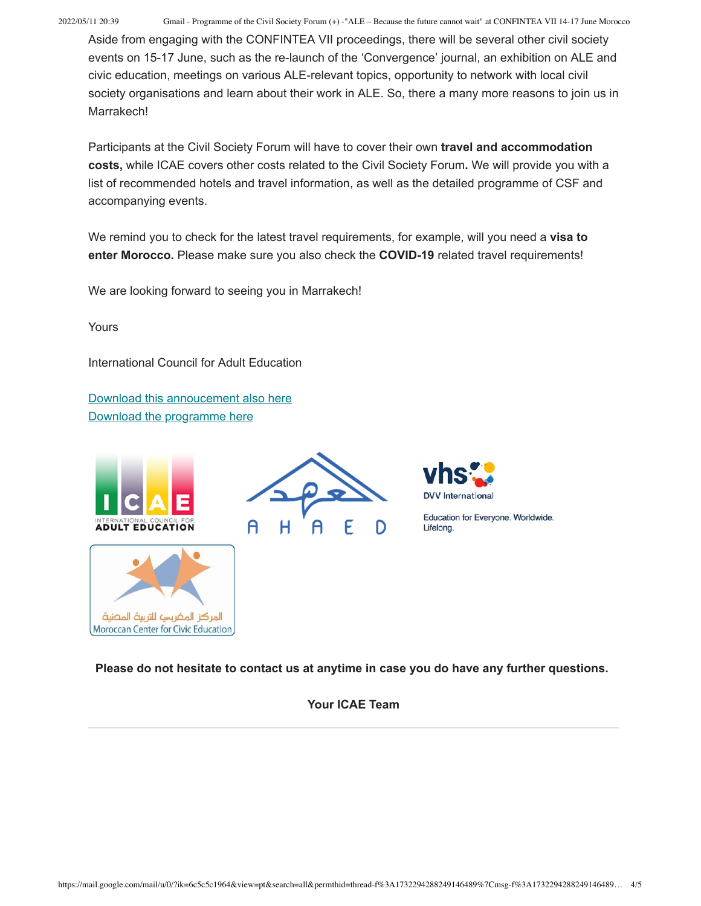Aside from engaging with the CONFINTEA VII proceedings, there will be several other civil society events on 15-17 June, such as the re-launch of the 'Convergence' journal, an exhibition on ALE and civic education, meetings on various ALE-relevant topics, opportunity to network with local civil society organisations and learn about their work in ALE. So, there a many more reasons to join us in Marrakech!

Participants at the Civil Society Forum will have to cover their own **travel and accommodation costs,** while ICAE covers other costs related to the Civil Society Forum**.** We will provide you with a list of recommended hotels and travel information, as well as the detailed programme of CSF and accompanying events.

We remind you to check for the latest travel requirements, for example, will you need a **visa to enter Morocco.** Please make sure you also check the **COVID-19** related travel requirements!

We are looking forward to seeing you in Marrakech!

Yours

International Council for Adult Education

Download this annoucement also here
Download the programme here

ICAE INTERNATIONAL COUNCIL FOR ADULT EDUCATION

AHAED

vhs DVV International

Education for Everyone. Worldwide. Lifelong.

المركز المغربي للتربية المدنية
Moroccan Center for Civic Education

**Please do not hesitate to contact us at anytime in case you do have any further questions.**

**Your ICAE Team**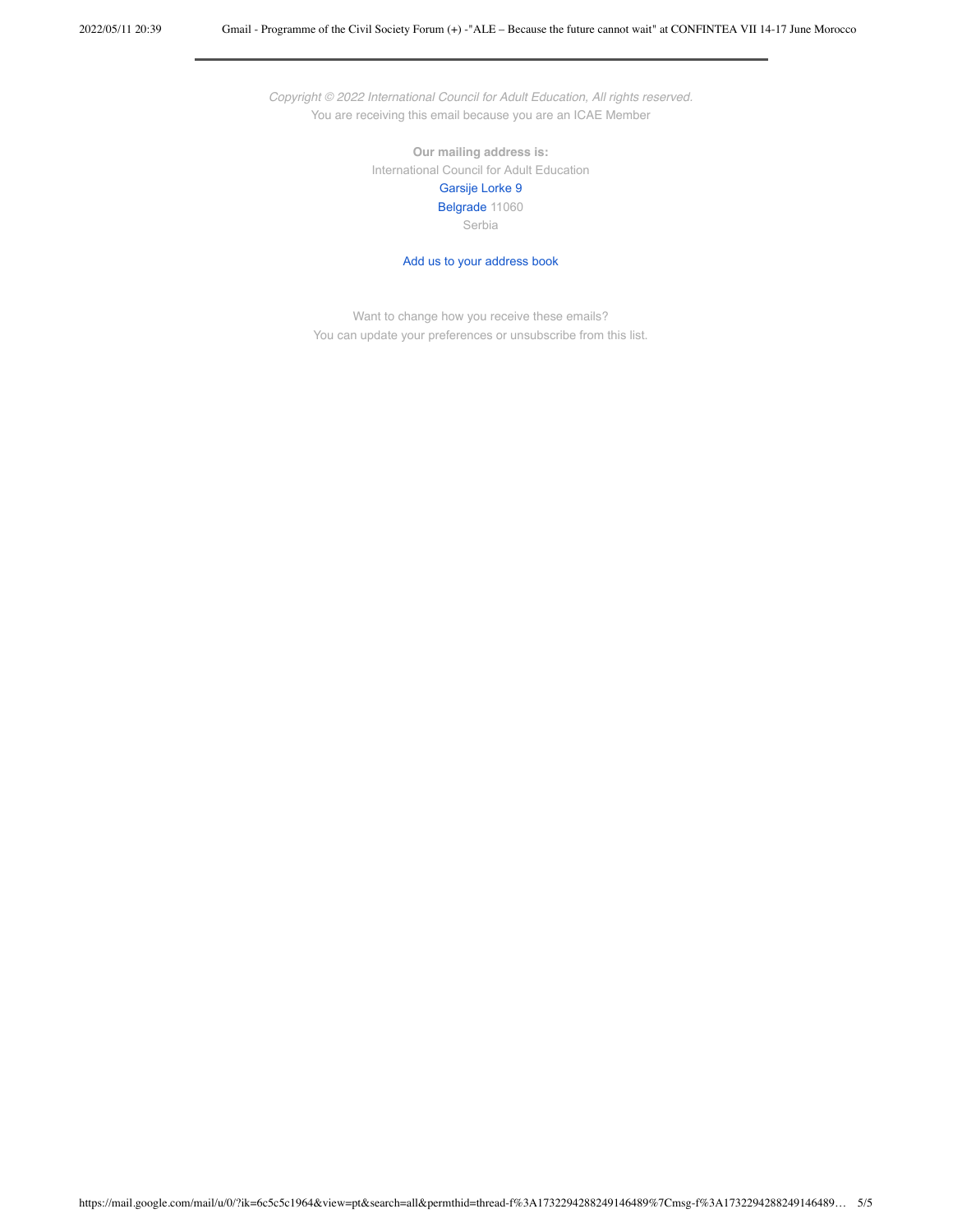---

*Copyright © 2022 International Council for Adult Education, All rights reserved.*
You are receiving this email because you are an ICAE Member

**Our mailing address is:**
International Council for Adult Education
Garsije Lorke 9
Belgrade 11060
Serbia

Add us to your address book

Want to change how you receive these emails?
You can update your preferences or unsubscribe from this list.